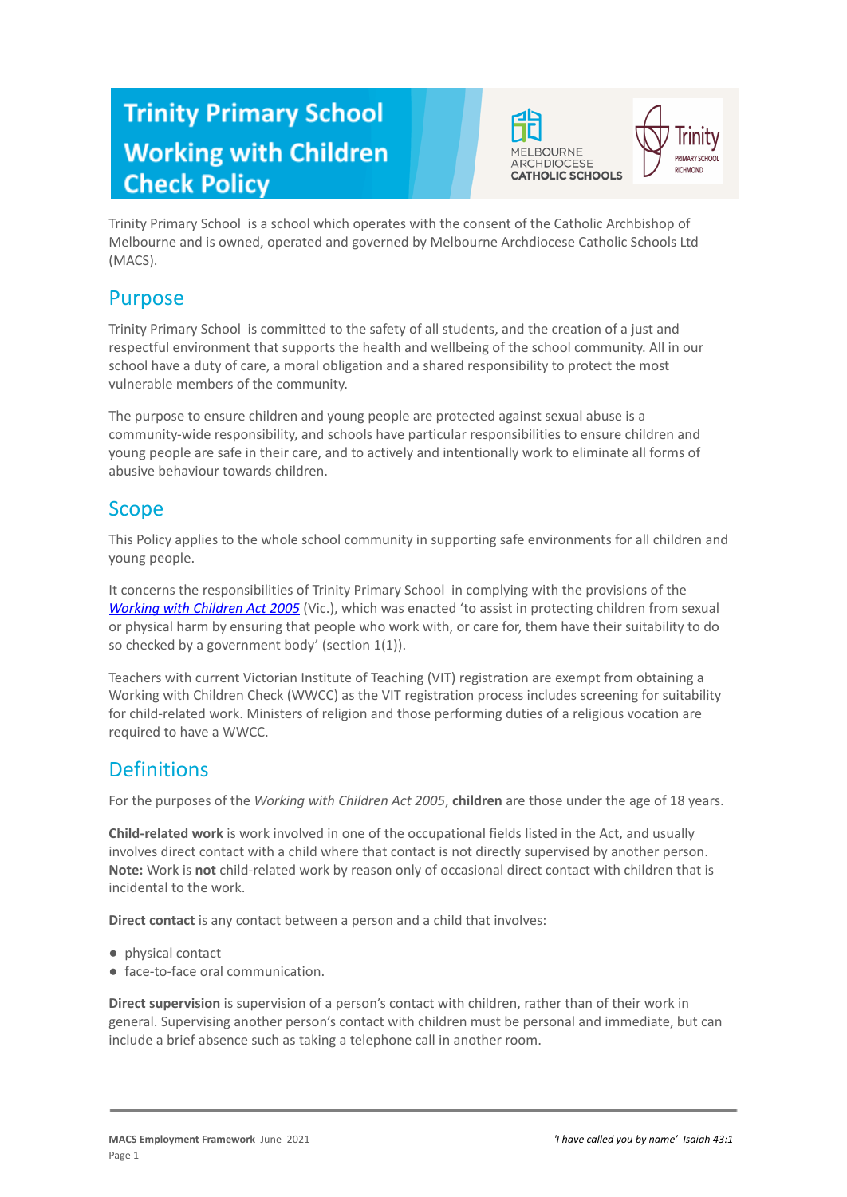# Trinity Primary School Working with Children Check Policy

Trinity Primary School is a school which operates with the consent of the Catholic Archbishop of Melbourne and is owned, operated and governed by Melbourne Archdiocese Catholic Schools Ltd (MACS).

## Purpose

Trinity Primary School is committed to the safety of all students, and the creation of a just and respectful environment that supports the health and wellbeing of the school community. All in our school have a duty of care, a moral obligation and a shared responsibility to protect the most vulnerable members of the community.

The purpose to ensure children and young people are protected against sexual abuse is a community-wide responsibility, and schools have particular responsibilities to ensure children and young people are safe in their care, and to actively and intentionally work to eliminate all forms of abusive behaviour towards children.

## Scope

This Policy applies to the whole school community in supporting safe environments for all children and young people.

It concerns the responsibilities of Trinity Primary School in complying with the provisions of the *Working with Children Act 2005* (Vic.), which was enacted 'to assist in protecting children from sexual or physical harm by ensuring that people who work with, or care for, them have their suitability to do so checked by a government body' (section 1(1)).

Teachers with current Victorian Institute of Teaching (VIT) registration are exempt from obtaining a Working with Children Check (WWCC) as the VIT registration process includes screening for suitability for child-related work. Ministers of religion and those performing duties of a religious vocation are required to have a WWCC.

## Definitions

For the purposes of the *Working with Children Act 2005*, **children** are those under the age of 18 years.

**Child-related work** is work involved in one of the occupational fields listed in the Act, and usually involves direct contact with a child where that contact is not directly supervised by another person. **Note:** Work is **not** child-related work by reason only of occasional direct contact with children that is incidental to the work.

**Direct contact** is any contact between a person and a child that involves:

- physical contact
- face-to-face oral communication.

**Direct supervision** is supervision of a person's contact with children, rather than of their work in general. Supervising another person's contact with children must be personal and immediate, but can include a brief absence such as taking a telephone call in another room.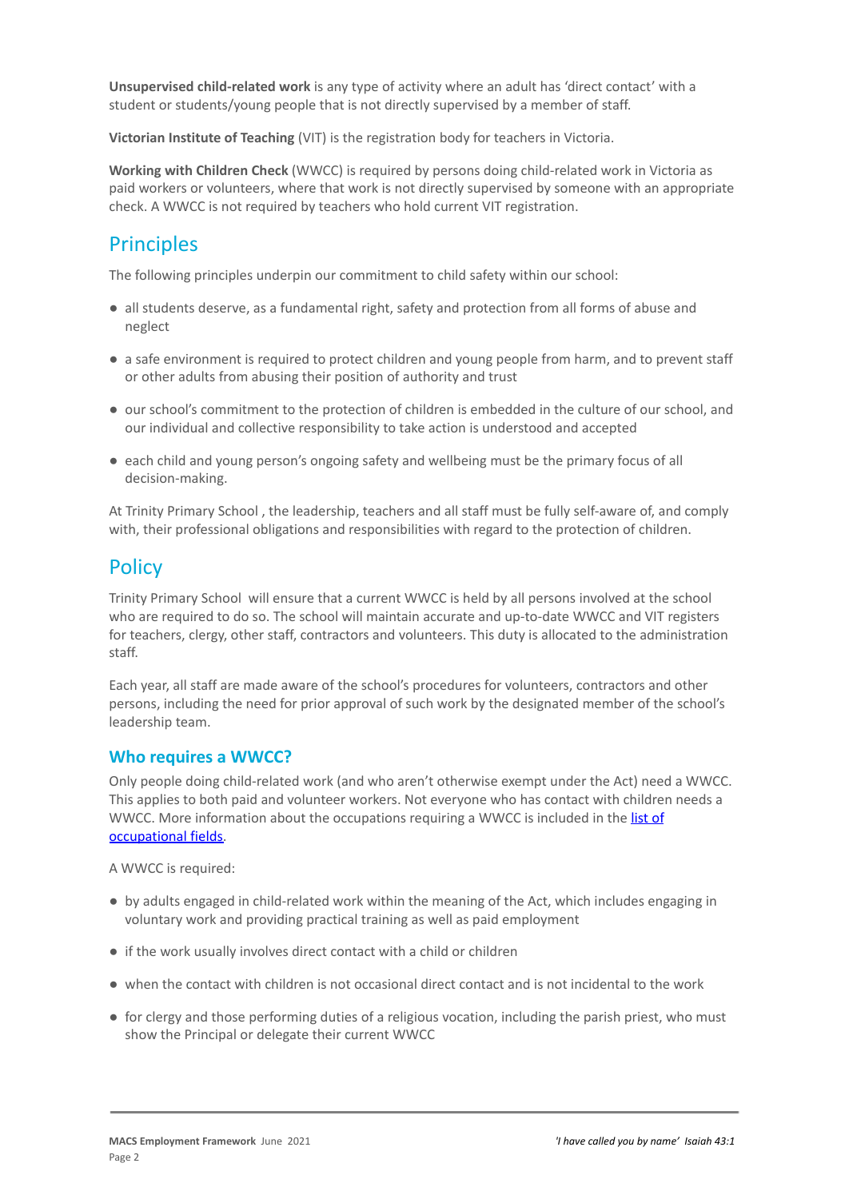**Unsupervised child-related work** is any type of activity where an adult has 'direct contact' with a student or students/young people that is not directly supervised by a member of staff.

**Victorian Institute of Teaching** (VIT) is the registration body for teachers in Victoria.

**Working with Children Check** (WWCC) is required by persons doing child-related work in Victoria as paid workers or volunteers, where that work is not directly supervised by someone with an appropriate check. A WWCC is not required by teachers who hold current VIT registration.

## Principles

The following principles underpin our commitment to child safety within our school:

- all students deserve, as a fundamental right, safety and protection from all forms of abuse and neglect
- a safe environment is required to protect children and young people from harm, and to prevent staff or other adults from abusing their position of authority and trust
- our school's commitment to the protection of children is embedded in the culture of our school, and our individual and collective responsibility to take action is understood and accepted
- each child and young person's ongoing safety and wellbeing must be the primary focus of all decision-making.

At Trinity Primary School , the leadership, teachers and all staff must be fully self-aware of, and comply with, their professional obligations and responsibilities with regard to the protection of children.

## Policy

Trinity Primary School will ensure that a current WWCC is held by all persons involved at the school who are required to do so. The school will maintain accurate and up-to-date WWCC and VIT registers for teachers, clergy, other staff, contractors and volunteers. This duty is allocated to the administration staff.

Each year, all staff are made aware of the school's procedures for volunteers, contractors and other persons, including the need for prior approval of such work by the designated member of the school's leadership team.

### Who requires a WWCC?

Only people doing child-related work (and who aren't otherwise exempt under the Act) need a WWCC. This applies to both paid and volunteer workers. Not everyone who has contact with children needs a WWCC. More information about the occupations requiring a WWCC is included in the list of occupational fields.

A WWCC is required:

- by adults engaged in child-related work within the meaning of the Act, which includes engaging in voluntary work and providing practical training as well as paid employment
- if the work usually involves direct contact with a child or children
- when the contact with children is not occasional direct contact and is not incidental to the work
- for clergy and those performing duties of a religious vocation, including the parish priest, who must show the Principal or delegate their current WWCC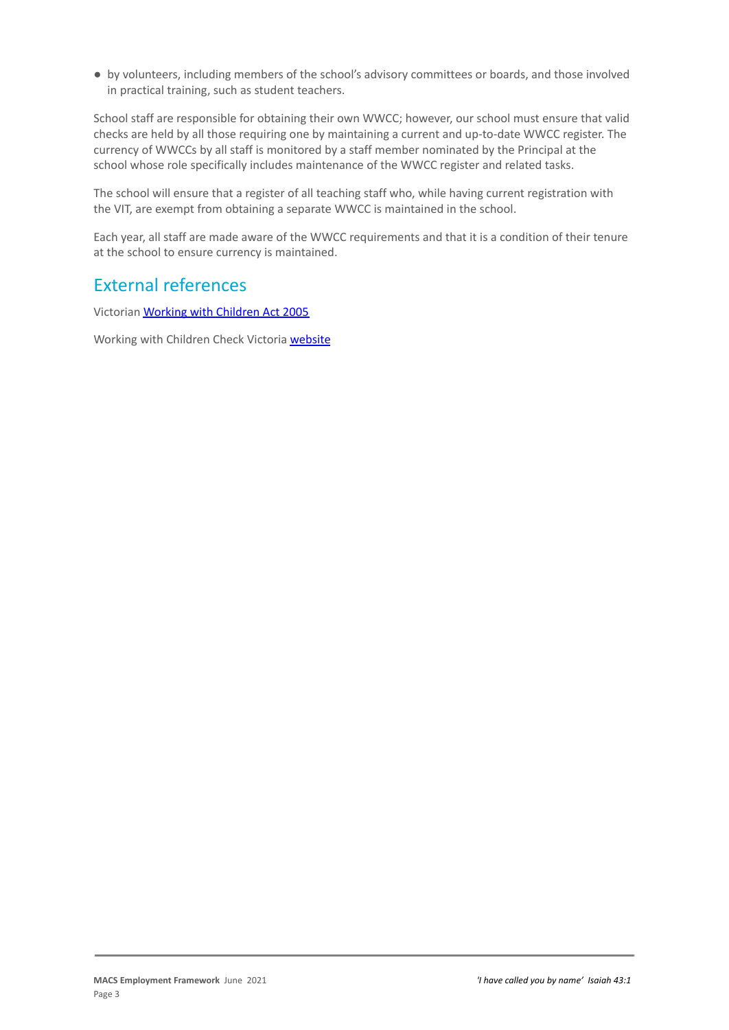- by volunteers, including members of the school's advisory committees or boards, and those involved in practical training, such as student teachers.

School staff are responsible for obtaining their own WWCC; however, our school must ensure that valid checks are held by all those requiring one by maintaining a current and up-to-date WWCC register. The currency of WWCCs by all staff is monitored by a staff member nominated by the Principal at the school whose role specifically includes maintenance of the WWCC register and related tasks.

The school will ensure that a register of all teaching staff who, while having current registration with the VIT, are exempt from obtaining a separate WWCC is maintained in the school.

Each year, all staff are made aware of the WWCC requirements and that it is a condition of their tenure at the school to ensure currency is maintained.

## External references

Victorian Working with Children Act 2005

Working with Children Check Victoria website